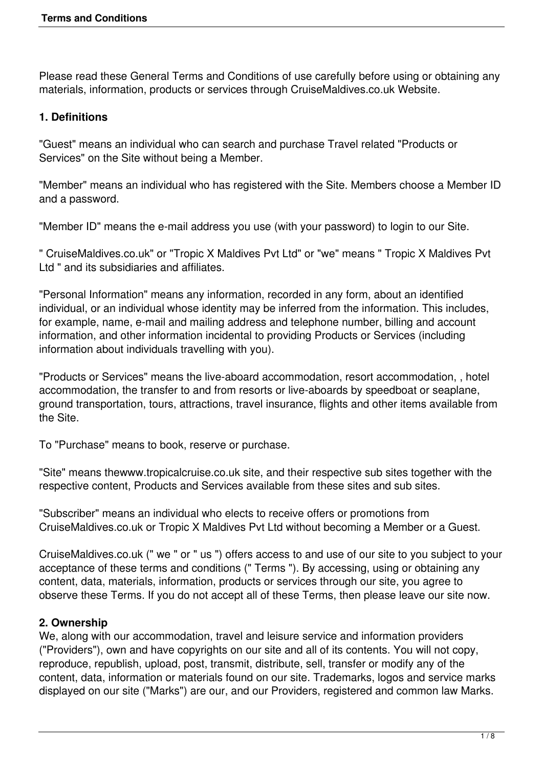Please read these General Terms and Conditions of use carefully before using or obtaining any materials, information, products or services through CruiseMaldives.co.uk Website.

**1. Definitions**

"Guest" means an individual who can search and purchase Travel related "Products or Services" on the Site without being a Member.

"Member" means an individual who has registered with the Site. Members choose a Member ID and a password.

"Member ID" means the e-mail address you use (with your password) to login to our Site.

" CruiseMaldives.co.uk" or "Tropic X Maldives Pvt Ltd" or "we" means " Tropic X Maldives Pvt Ltd " and its subsidiaries and affiliates.

"Personal Information" means any information, recorded in any form, about an identified individual, or an individual whose identity may be inferred from the information. This includes, for example, name, e-mail and mailing address and telephone number, billing and account information, and other information incidental to providing Products or Services (including information about individuals travelling with you).

"Products or Services" means the live-aboard accommodation, resort accommodation, , hotel accommodation, the transfer to and from resorts or live-aboards by speedboat or seaplane, ground transportation, tours, attractions, travel insurance, flights and other items available from the Site.

To "Purchase" means to book, reserve or purchase.

"Site" means thewww.tropicalcruise.co.uk site, and their respective sub sites together with the respective content, Products and Services available from these sites and sub sites.

"Subscriber" means an individual who elects to receive offers or promotions from CruiseMaldives.co.uk or Tropic X Maldives Pvt Ltd without becoming a Member or a Guest.

CruiseMaldives.co.uk (" we " or " us ") offers access to and use of our site to you subject to your acceptance of these terms and conditions (" Terms "). By accessing, using or obtaining any content, data, materials, information, products or services through our site, you agree to observe these Terms. If you do not accept all of these Terms, then please leave our site now.

**2. Ownership**

We, along with our accommodation, travel and leisure service and information providers ("Providers"), own and have copyrights on our site and all of its contents. You will not copy, reproduce, republish, upload, post, transmit, distribute, sell, transfer or modify any of the content, data, information or materials found on our site. Trademarks, logos and service marks displayed on our site ("Marks") are our, and our Providers, registered and common law Marks.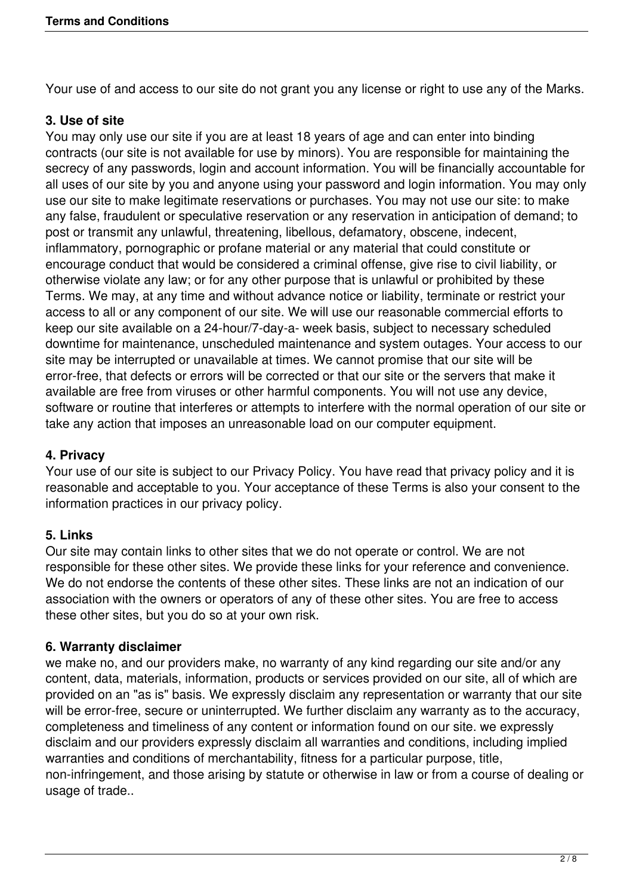Your use of and access to our site do not grant you any license or right to use any of the Marks.

### 3. Use of site

You may only use our site if you are at least 18 years of age and can enter into binding contracts (our site is not available for use by minors). You are responsible for maintaining the secrecy of any passwords, login and account information. You will be financially accountable for all uses of our site by you and anyone using your password and login information. You may only use our site to make legitimate reservations or purchases. You may not use our site: to make any false, fraudulent or speculative reservation or any reservation in anticipation of demand; to post or transmit any unlawful, threatening, libellous, defamatory, obscene, indecent, inflammatory, pornographic or profane material or any material that could constitute or encourage conduct that would be considered a criminal offense, give rise to civil liability, or otherwise violate any law; or for any other purpose that is unlawful or prohibited by these Terms. We may, at any time and without advance notice or liability, terminate or restrict your access to all or any component of our site. We will use our reasonable commercial efforts to keep our site available on a 24-hour/7-day-a- week basis, subject to necessary scheduled downtime for maintenance, unscheduled maintenance and system outages. Your access to our site may be interrupted or unavailable at times. We cannot promise that our site will be error-free, that defects or errors will be corrected or that our site or the servers that make it available are free from viruses or other harmful components. You will not use any device, software or routine that interferes or attempts to interfere with the normal operation of our site or take any action that imposes an unreasonable load on our computer equipment.

### 4. Privacy

Your use of our site is subject to our Privacy Policy. You have read that privacy policy and it is reasonable and acceptable to you. Your acceptance of these Terms is also your consent to the information practices in our privacy policy.

### 5. Links

Our site may contain links to other sites that we do not operate or control. We are not responsible for these other sites. We provide these links for your reference and convenience. We do not endorse the contents of these other sites. These links are not an indication of our association with the owners or operators of any of these other sites. You are free to access these other sites, but you do so at your own risk.

### 6. Warranty disclaimer

we make no, and our providers make, no warranty of any kind regarding our site and/or any content, data, materials, information, products or services provided on our site, all of which are provided on an "as is" basis. We expressly disclaim any representation or warranty that our site will be error-free, secure or uninterrupted. We further disclaim any warranty as to the accuracy, completeness and timeliness of any content or information found on our site. we expressly disclaim and our providers expressly disclaim all warranties and conditions, including implied warranties and conditions of merchantability, fitness for a particular purpose, title, non-infringement, and those arising by statute or otherwise in law or from a course of dealing or usage of trade..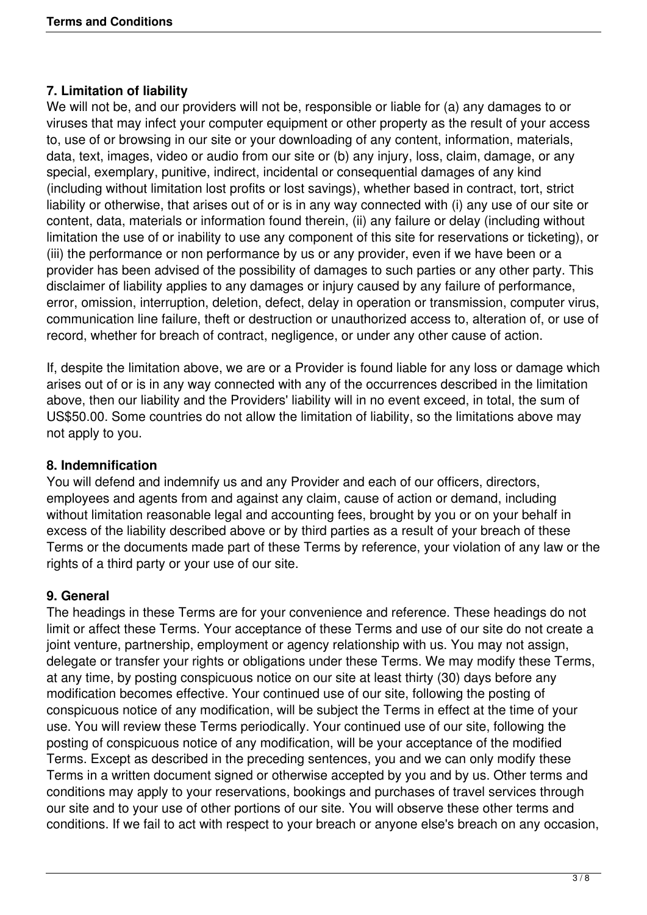## 7. Limitation of liability

We will not be, and our providers will not be, responsible or liable for (a) any damages to or viruses that may infect your computer equipment or other property as the result of your access to, use of or browsing in our site or your downloading of any content, information, materials, data, text, images, video or audio from our site or (b) any injury, loss, claim, damage, or any special, exemplary, punitive, indirect, incidental or consequential damages of any kind (including without limitation lost profits or lost savings), whether based in contract, tort, strict liability or otherwise, that arises out of or is in any way connected with (i) any use of our site or content, data, materials or information found therein, (ii) any failure or delay (including without limitation the use of or inability to use any component of this site for reservations or ticketing), or (iii) the performance or non performance by us or any provider, even if we have been or a provider has been advised of the possibility of damages to such parties or any other party. This disclaimer of liability applies to any damages or injury caused by any failure of performance, error, omission, interruption, deletion, defect, delay in operation or transmission, computer virus, communication line failure, theft or destruction or unauthorized access to, alteration of, or use of record, whether for breach of contract, negligence, or under any other cause of action.

If, despite the limitation above, we are or a Provider is found liable for any loss or damage which arises out of or is in any way connected with any of the occurrences described in the limitation above, then our liability and the Providers' liability will in no event exceed, in total, the sum of US$50.00. Some countries do not allow the limitation of liability, so the limitations above may not apply to you.

## 8. Indemnification

You will defend and indemnify us and any Provider and each of our officers, directors, employees and agents from and against any claim, cause of action or demand, including without limitation reasonable legal and accounting fees, brought by you or on your behalf in excess of the liability described above or by third parties as a result of your breach of these Terms or the documents made part of these Terms by reference, your violation of any law or the rights of a third party or your use of our site.

## 9. General

The headings in these Terms are for your convenience and reference. These headings do not limit or affect these Terms. Your acceptance of these Terms and use of our site do not create a joint venture, partnership, employment or agency relationship with us. You may not assign, delegate or transfer your rights or obligations under these Terms. We may modify these Terms, at any time, by posting conspicuous notice on our site at least thirty (30) days before any modification becomes effective. Your continued use of our site, following the posting of conspicuous notice of any modification, will be subject the Terms in effect at the time of your use. You will review these Terms periodically. Your continued use of our site, following the posting of conspicuous notice of any modification, will be your acceptance of the modified Terms. Except as described in the preceding sentences, you and we can only modify these Terms in a written document signed or otherwise accepted by you and by us. Other terms and conditions may apply to your reservations, bookings and purchases of travel services through our site and to your use of other portions of our site. You will observe these other terms and conditions. If we fail to act with respect to your breach or anyone else's breach on any occasion,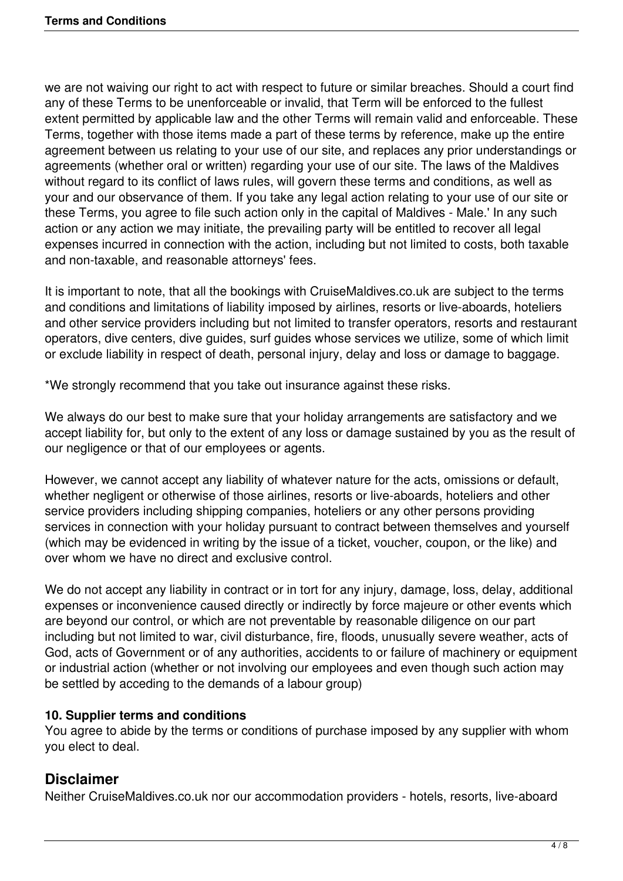we are not waiving our right to act with respect to future or similar breaches. Should a court find any of these Terms to be unenforceable or invalid, that Term will be enforced to the fullest extent permitted by applicable law and the other Terms will remain valid and enforceable. These Terms, together with those items made a part of these terms by reference, make up the entire agreement between us relating to your use of our site, and replaces any prior understandings or agreements (whether oral or written) regarding your use of our site. The laws of the Maldives without regard to its conflict of laws rules, will govern these terms and conditions, as well as your and our observance of them. If you take any legal action relating to your use of our site or these Terms, you agree to file such action only in the capital of Maldives - Male.' In any such action or any action we may initiate, the prevailing party will be entitled to recover all legal expenses incurred in connection with the action, including but not limited to costs, both taxable and non-taxable, and reasonable attorneys' fees.

It is important to note, that all the bookings with CruiseMaldives.co.uk are subject to the terms and conditions and limitations of liability imposed by airlines, resorts or live-aboards, hoteliers and other service providers including but not limited to transfer operators, resorts and restaurant operators, dive centers, dive guides, surf guides whose services we utilize, some of which limit or exclude liability in respect of death, personal injury, delay and loss or damage to baggage.

*We strongly recommend that you take out insurance against these risks.

We always do our best to make sure that your holiday arrangements are satisfactory and we accept liability for, but only to the extent of any loss or damage sustained by you as the result of our negligence or that of our employees or agents.

However, we cannot accept any liability of whatever nature for the acts, omissions or default, whether negligent or otherwise of those airlines, resorts or live-aboards, hoteliers and other service providers including shipping companies, hoteliers or any other persons providing services in connection with your holiday pursuant to contract between themselves and yourself (which may be evidenced in writing by the issue of a ticket, voucher, coupon, or the like) and over whom we have no direct and exclusive control.

We do not accept any liability in contract or in tort for any injury, damage, loss, delay, additional expenses or inconvenience caused directly or indirectly by force majeure or other events which are beyond our control, or which are not preventable by reasonable diligence on our part including but not limited to war, civil disturbance, fire, floods, unusually severe weather, acts of God, acts of Government or of any authorities, accidents to or failure of machinery or equipment or industrial action (whether or not involving our employees and even though such action may be settled by acceding to the demands of a labour group)

**10. Supplier terms and conditions**
You agree to abide by the terms or conditions of purchase imposed by any supplier with whom you elect to deal.

## Disclaimer

Neither CruiseMaldives.co.uk nor our accommodation providers - hotels, resorts, live-aboard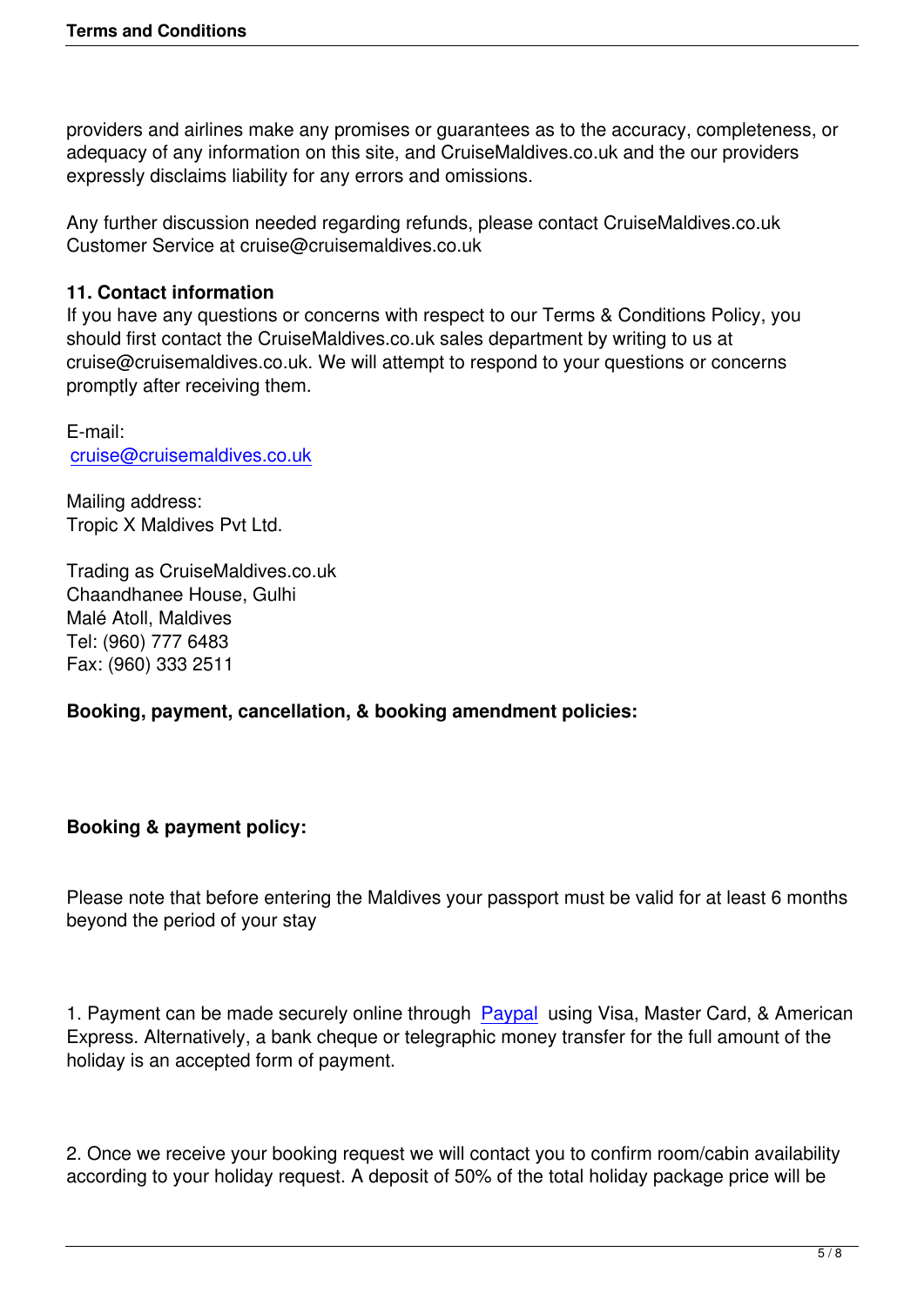providers and airlines make any promises or guarantees as to the accuracy, completeness, or adequacy of any information on this site, and CruiseMaldives.co.uk and the our providers expressly disclaims liability for any errors and omissions.

Any further discussion needed regarding refunds, please contact CruiseMaldives.co.uk Customer Service at cruise@cruisemaldives.co.uk

**11. Contact information**

If you have any questions or concerns with respect to our Terms & Conditions Policy, you should first contact the CruiseMaldives.co.uk sales department by writing to us at cruise@cruisemaldives.co.uk. We will attempt to respond to your questions or concerns promptly after receiving them.

E-mail:
cruise@cruisemaldives.co.uk

Mailing address:
Tropic X Maldives Pvt Ltd.

Trading as CruiseMaldives.co.uk
Chaandhanee House, Gulhi
Malé Atoll, Maldives
Tel: (960) 777 6483
Fax: (960) 333 2511

**Booking, payment, cancellation, & booking amendment policies:**

**Booking & payment policy:**

Please note that before entering the Maldives your passport must be valid for at least 6 months beyond the period of your stay

1. Payment can be made securely online through Paypal using Visa, Master Card, & American Express. Alternatively, a bank cheque or telegraphic money transfer for the full amount of the holiday is an accepted form of payment.

2. Once we receive your booking request we will contact you to confirm room/cabin availability according to your holiday request. A deposit of 50% of the total holiday package price will be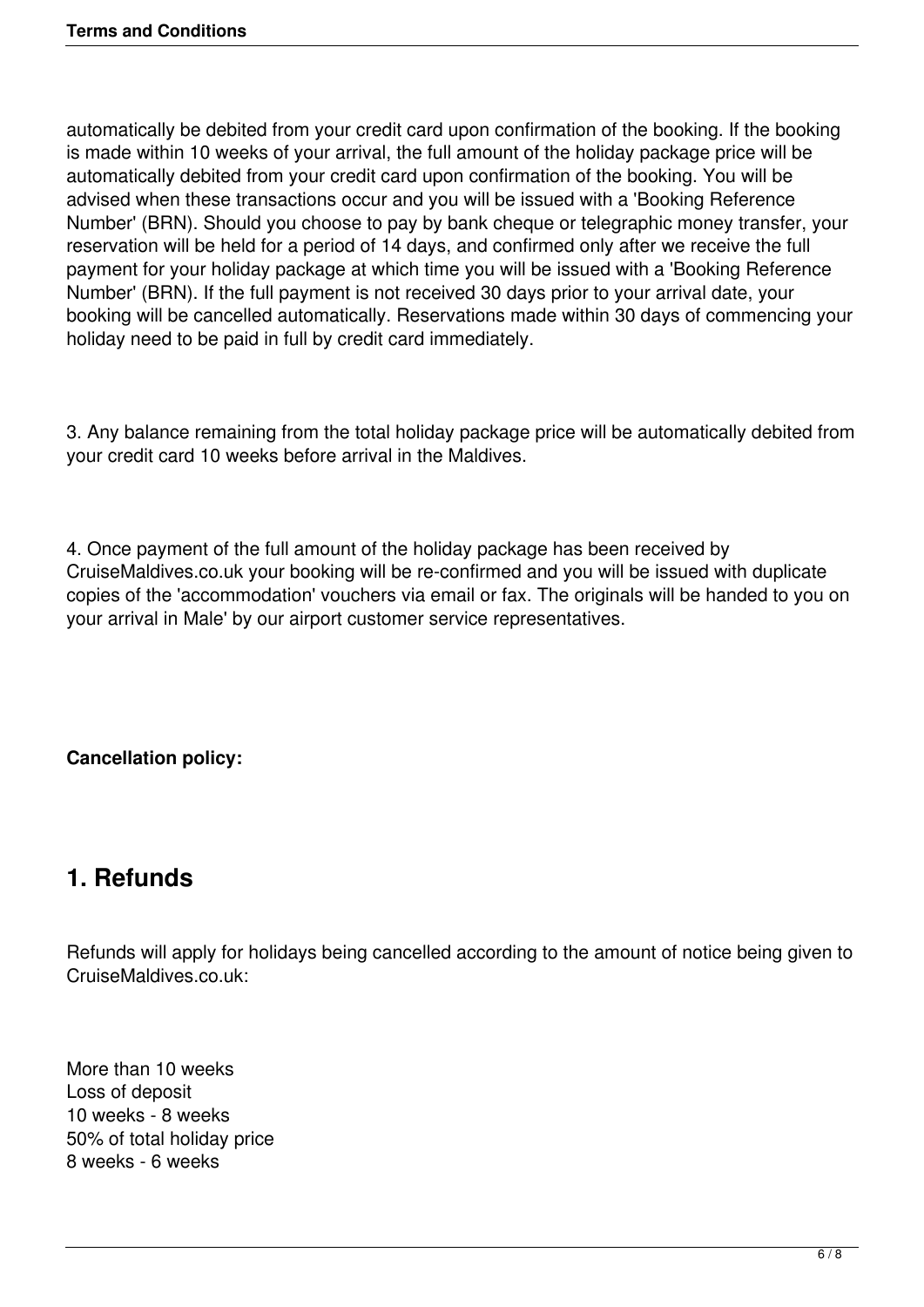automatically be debited from your credit card upon confirmation of the booking. If the booking is made within 10 weeks of your arrival, the full amount of the holiday package price will be automatically debited from your credit card upon confirmation of the booking. You will be advised when these transactions occur and you will be issued with a 'Booking Reference Number' (BRN). Should you choose to pay by bank cheque or telegraphic money transfer, your reservation will be held for a period of 14 days, and confirmed only after we receive the full payment for your holiday package at which time you will be issued with a 'Booking Reference Number' (BRN). If the full payment is not received 30 days prior to your arrival date, your booking will be cancelled automatically. Reservations made within 30 days of commencing your holiday need to be paid in full by credit card immediately.

3. Any balance remaining from the total holiday package price will be automatically debited from your credit card 10 weeks before arrival in the Maldives.

4. Once payment of the full amount of the holiday package has been received by CruiseMaldives.co.uk your booking will be re-confirmed and you will be issued with duplicate copies of the 'accommodation' vouchers via email or fax. The originals will be handed to you on your arrival in Male' by our airport customer service representatives.

**Cancellation policy:**

## 1. Refunds

Refunds will apply for holidays being cancelled according to the amount of notice being given to CruiseMaldives.co.uk:

More than 10 weeks
Loss of deposit
10 weeks - 8 weeks
50% of total holiday price
8 weeks - 6 weeks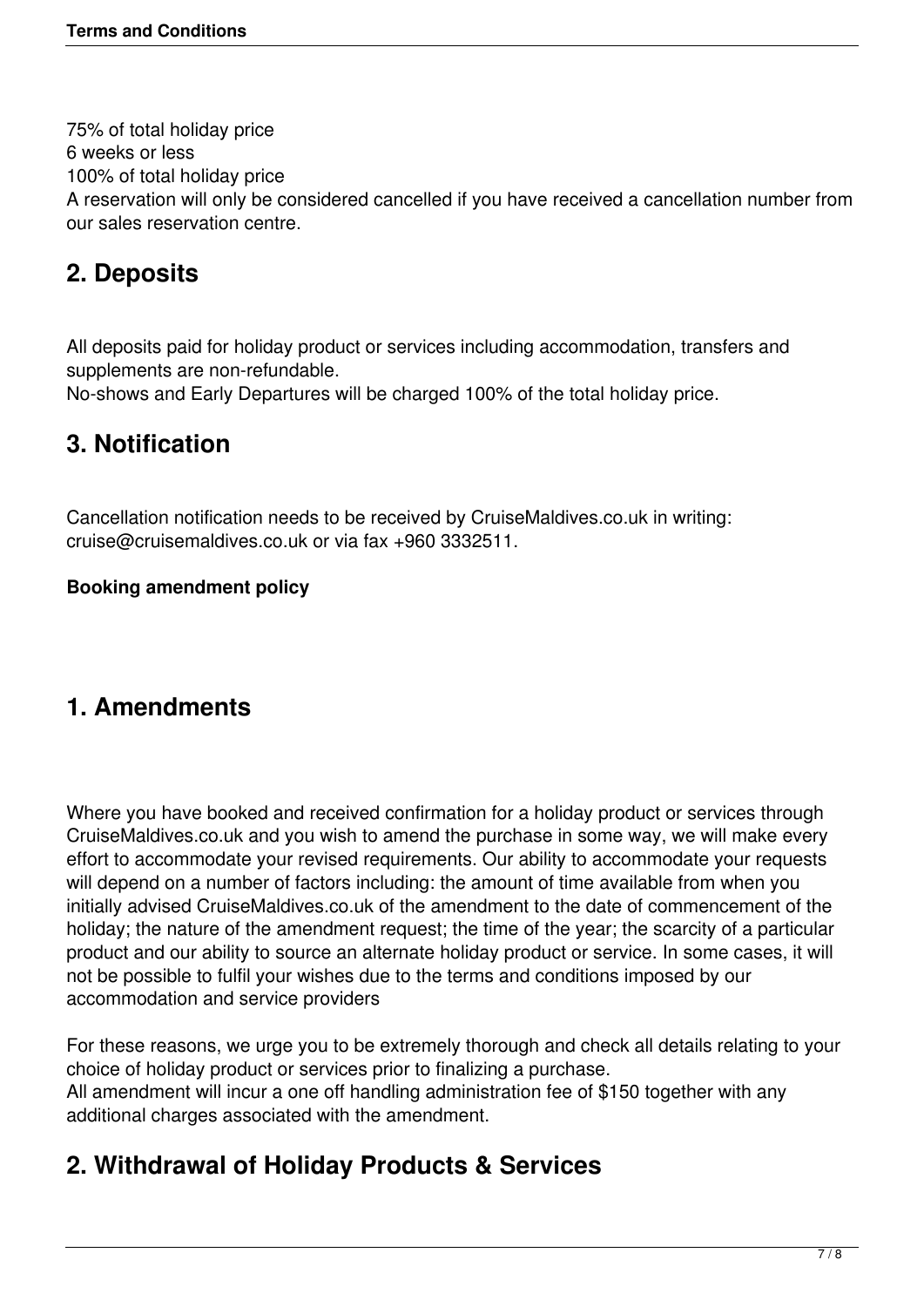75% of total holiday price
6 weeks or less
100% of total holiday price
A reservation will only be considered cancelled if you have received a cancellation number from our sales reservation centre.

## 2. Deposits

All deposits paid for holiday product or services including accommodation, transfers and supplements are non-refundable.
No-shows and Early Departures will be charged 100% of the total holiday price.

## 3. Notification

Cancellation notification needs to be received by CruiseMaldives.co.uk in writing: cruise@cruisemaldives.co.uk or via fax +960 3332511.

**Booking amendment policy**

## 1. Amendments

Where you have booked and received confirmation for a holiday product or services through CruiseMaldives.co.uk and you wish to amend the purchase in some way, we will make every effort to accommodate your revised requirements. Our ability to accommodate your requests will depend on a number of factors including: the amount of time available from when you initially advised CruiseMaldives.co.uk of the amendment to the date of commencement of the holiday; the nature of the amendment request; the time of the year; the scarcity of a particular product and our ability to source an alternate holiday product or service. In some cases, it will not be possible to fulfil your wishes due to the terms and conditions imposed by our accommodation and service providers

For these reasons, we urge you to be extremely thorough and check all details relating to your choice of holiday product or services prior to finalizing a purchase.
All amendment will incur a one off handling administration fee of $150 together with any additional charges associated with the amendment.

## 2. Withdrawal of Holiday Products & Services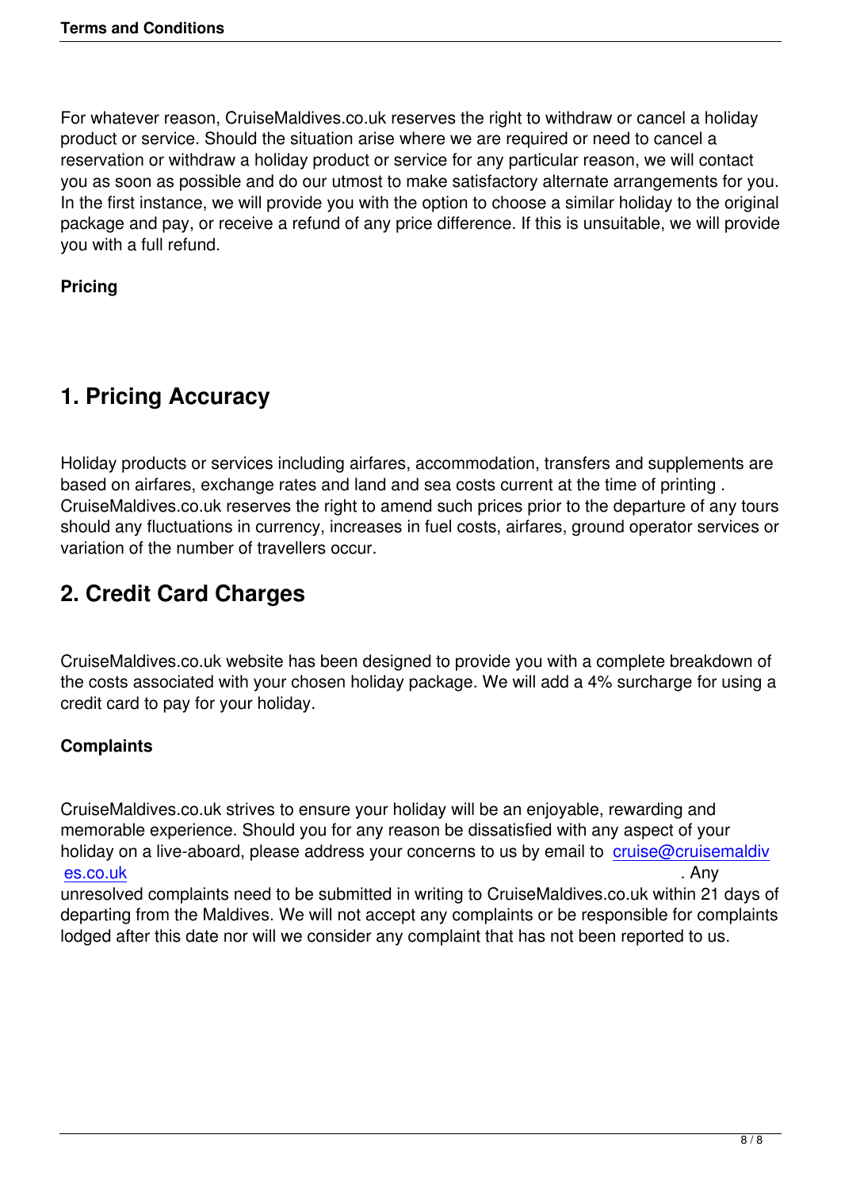For whatever reason, CruiseMaldives.co.uk reserves the right to withdraw or cancel a holiday product or service. Should the situation arise where we are required or need to cancel a reservation or withdraw a holiday product or service for any particular reason, we will contact you as soon as possible and do our utmost to make satisfactory alternate arrangements for you. In the first instance, we will provide you with the option to choose a similar holiday to the original package and pay, or receive a refund of any price difference. If this is unsuitable, we will provide you with a full refund.

**Pricing**

## 1. Pricing Accuracy

Holiday products or services including airfares, accommodation, transfers and supplements are based on airfares, exchange rates and land and sea costs current at the time of printing . CruiseMaldives.co.uk reserves the right to amend such prices prior to the departure of any tours should any fluctuations in currency, increases in fuel costs, airfares, ground operator services or variation of the number of travellers occur.

## 2. Credit Card Charges

CruiseMaldives.co.uk website has been designed to provide you with a complete breakdown of the costs associated with your chosen holiday package. We will add a 4% surcharge for using a credit card to pay for your holiday.

**Complaints**

CruiseMaldives.co.uk strives to ensure your holiday will be an enjoyable, rewarding and memorable experience. Should you for any reason be dissatisfied with any aspect of your holiday on a live-aboard, please address your concerns to us by email to cruise@cruisemaldives.co.uk . Any unresolved complaints need to be submitted in writing to CruiseMaldives.co.uk within 21 days of departing from the Maldives. We will not accept any complaints or be responsible for complaints lodged after this date nor will we consider any complaint that has not been reported to us.